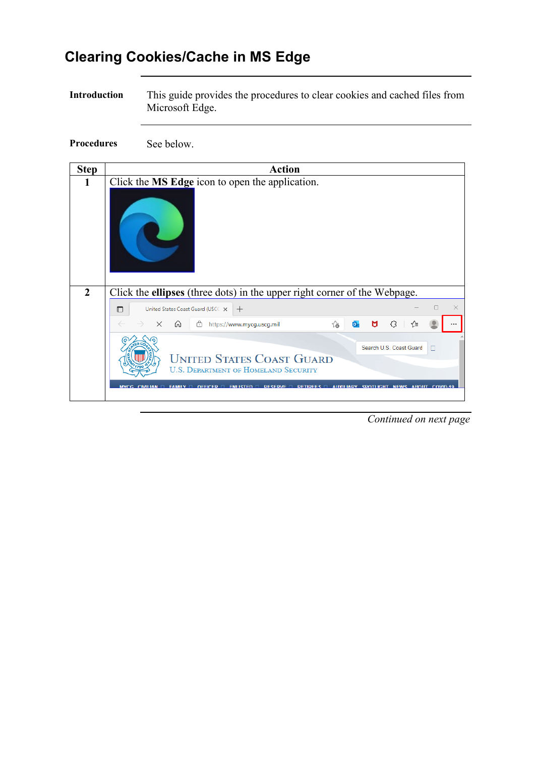# Clearing Cookies/Cache in MS Edge

**Introduction**

This guide provides the procedures to clear cookies and cached files from Microsoft Edge.

**Procedures**

See below.

| Step | Action |
|---|---|
| 1 | Click the **MS Edge** icon to open the application. |
| 2 | Click the **ellipses** (three dots) in the upper right corner of the Webpage. |

*Continued on next page*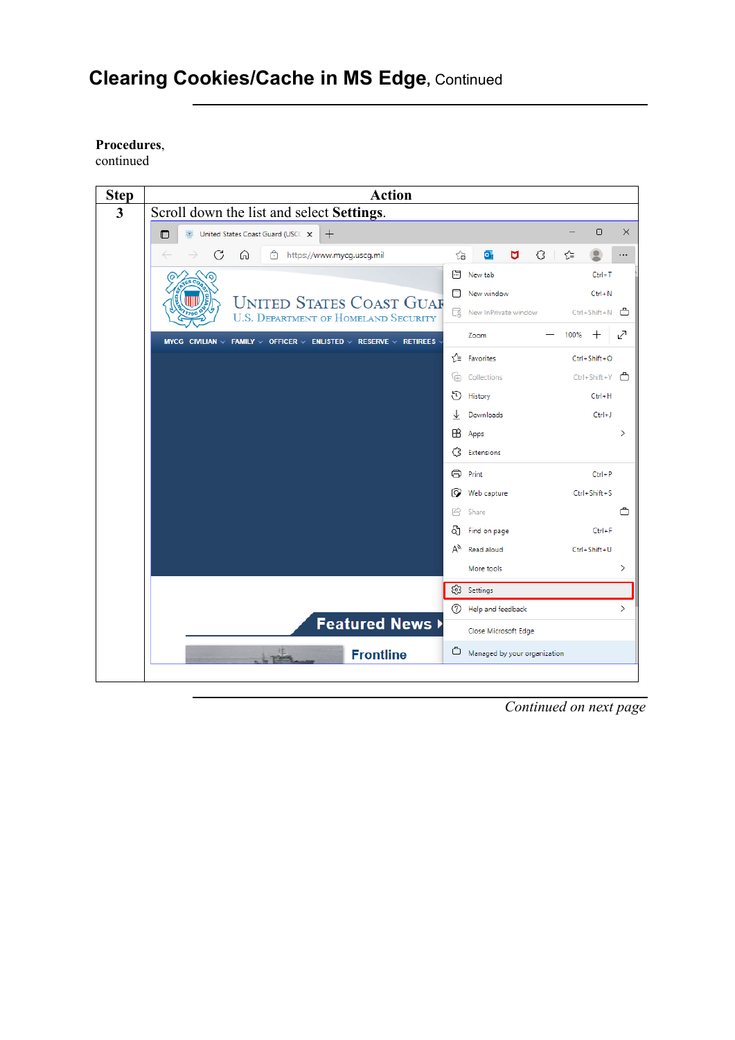# Clearing Cookies/Cache in MS Edge, Continued

**Procedures**, continued

| Step | Action |
|---|---|
| 3 | Scroll down the list and select **Settings**. |

*Continued on next page*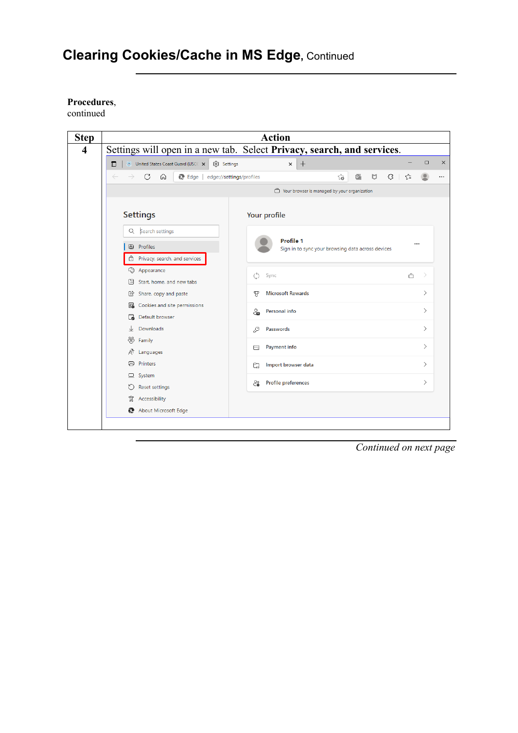# Clearing Cookies/Cache in MS Edge, Continued

**Procedures**, continued

| Step | Action |
|---|---|
| 4 | Settings will open in a new tab. Select **Privacy, search, and services**. |

*Continued on next page*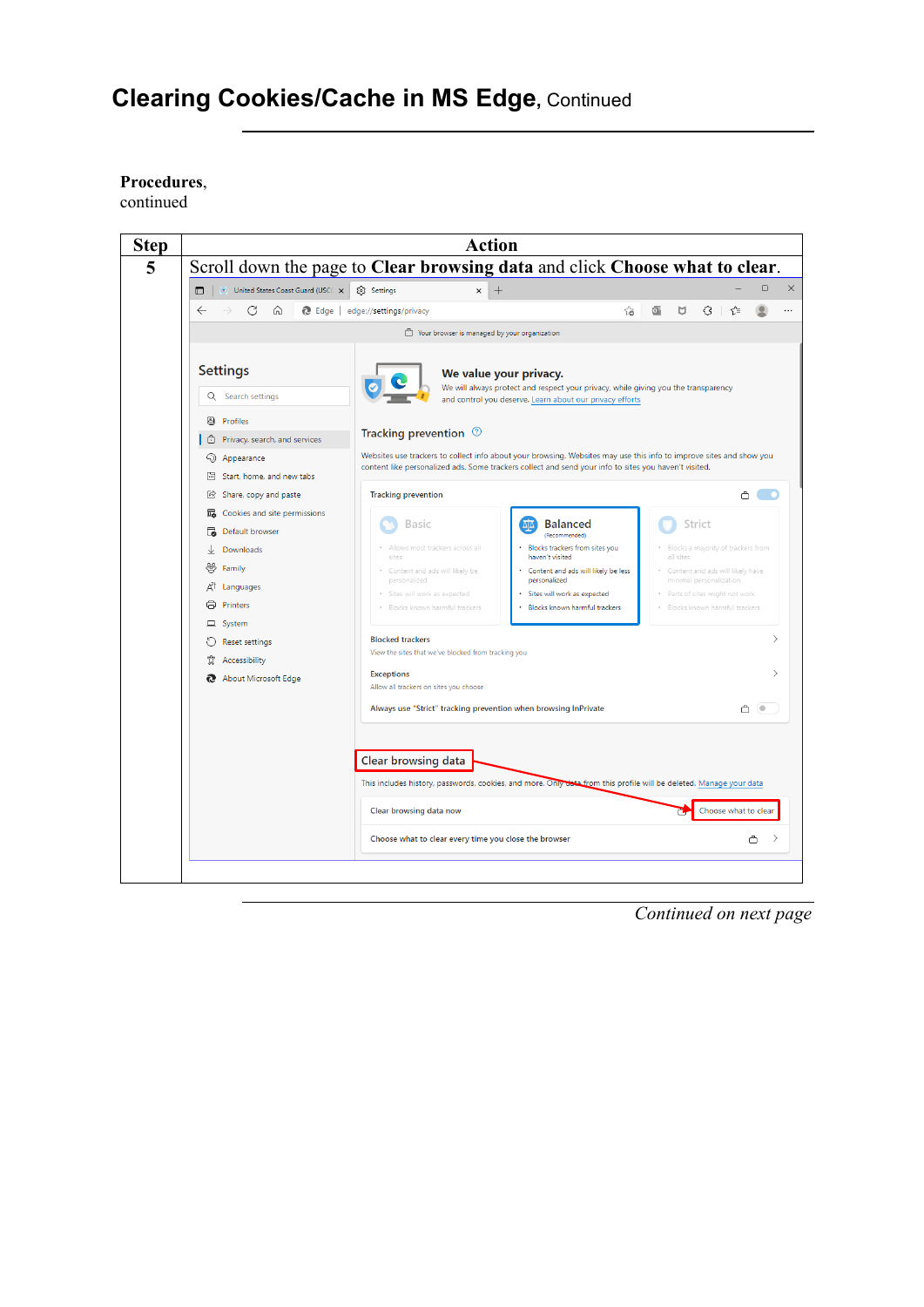# Clearing Cookies/Cache in MS Edge, Continued

**Procedures**, continued

| Step | Action |
|---|---|
| 5 | Scroll down the page to **Clear browsing data** and click **Choose what to clear**. |

*Continued on next page*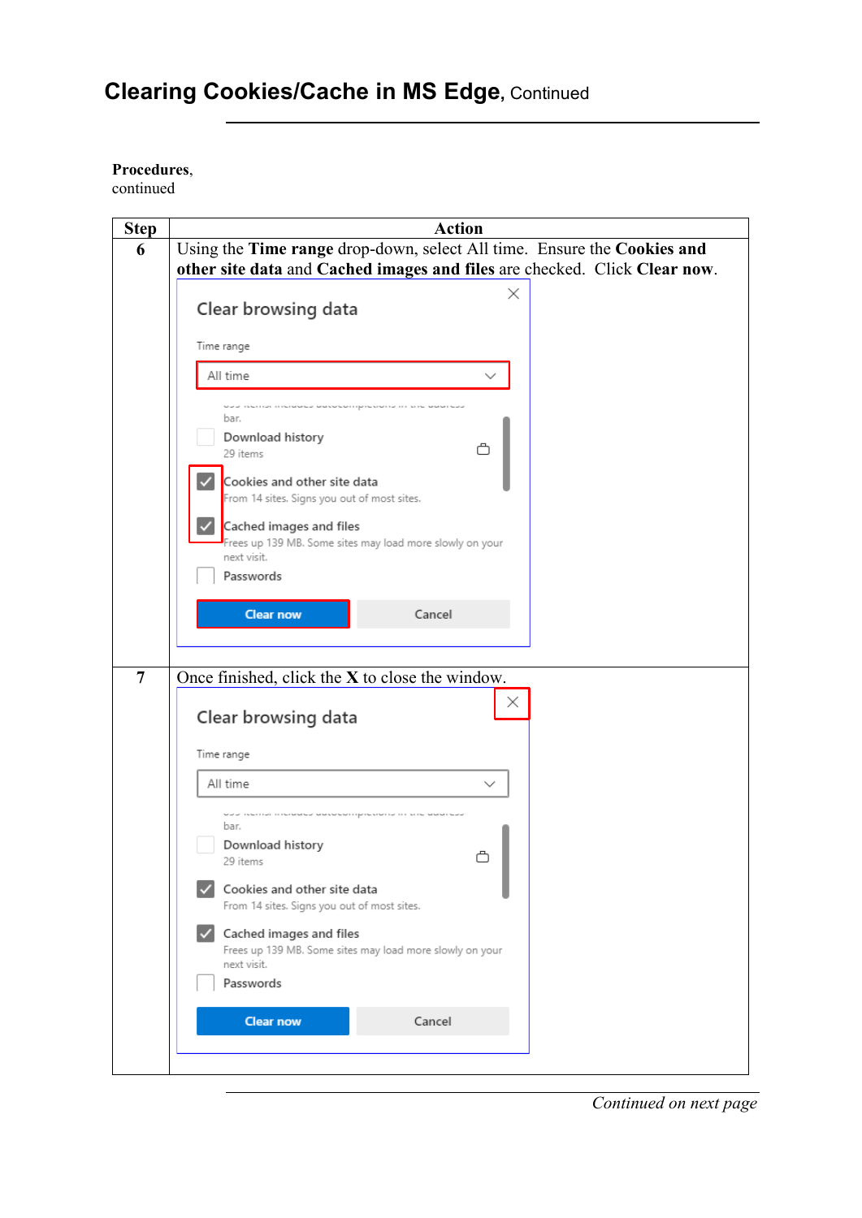# Clearing Cookies/Cache in MS Edge, Continued

**Procedures**, continued

| Step | Action |
|---|---|
| 6 | Using the **Time range** drop-down, select All time. Ensure the **Cookies and other site data** and **Cached images and files** are checked. Click **Clear now**. |
| 7 | Once finished, click the **X** to close the window. |

*Continued on next page*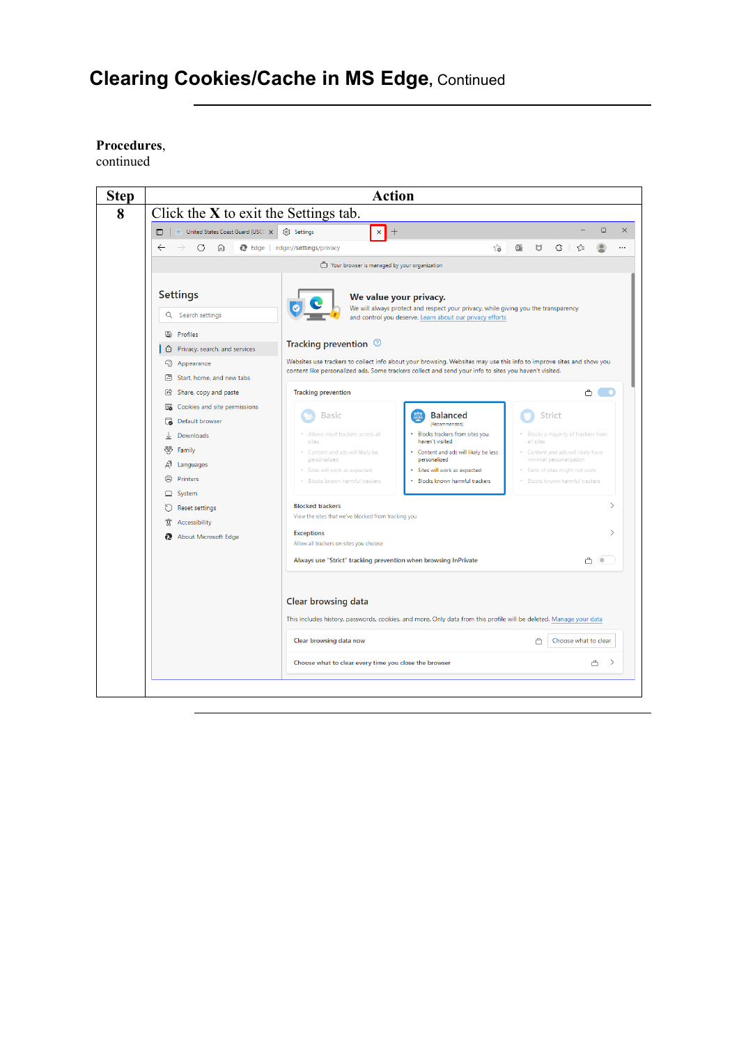# Clearing Cookies/Cache in MS Edge, Continued

**Procedures**, continued

| Step | Action |
|---|---|
| 8 | Click the **X** to exit the Settings tab. |